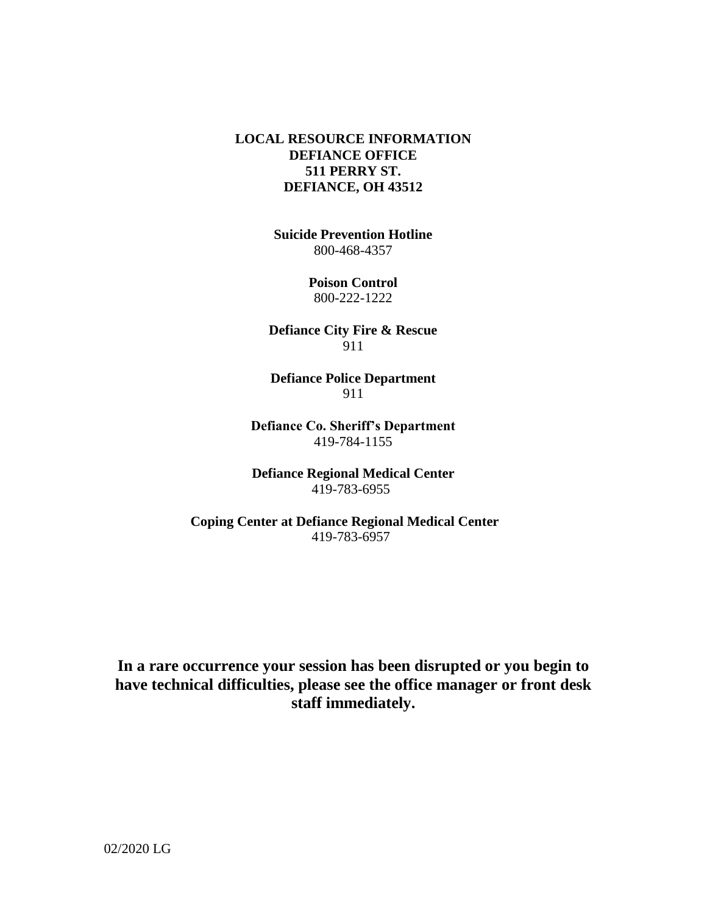# LOCAL RESOURCE INFORMATION
## DEFIANCE OFFICE
## 511 PERRY ST.
## DEFIANCE, OH 43512

**Suicide Prevention Hotline**
800-468-4357

**Poison Control**
800-222-1222

**Defiance City Fire & Rescue**
911

**Defiance Police Department**
911

**Defiance Co. Sheriff's Department**
419-784-1155

**Defiance Regional Medical Center**
419-783-6955

**Coping Center at Defiance Regional Medical Center**
419-783-6957

**In a rare occurrence your session has been disrupted or you begin to have technical difficulties, please see the office manager or front desk staff immediately.**

02/2020 LG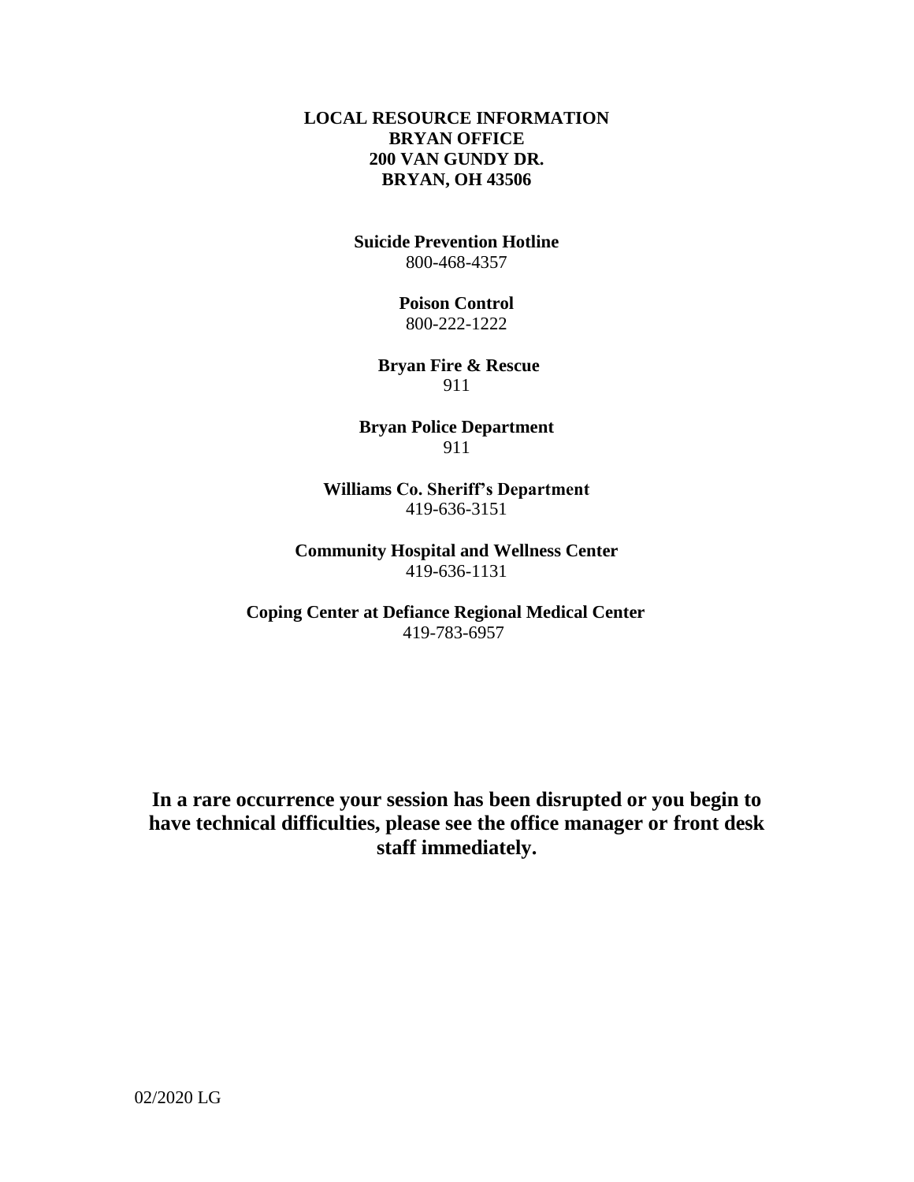# LOCAL RESOURCE INFORMATION
# BRYAN OFFICE
# 200 VAN GUNDY DR.
# BRYAN, OH 43506

**Suicide Prevention Hotline**
800-468-4357

**Poison Control**
800-222-1222

**Bryan Fire & Rescue**
911

**Bryan Police Department**
911

**Williams Co. Sheriff's Department**
419-636-3151

**Community Hospital and Wellness Center**
419-636-1131

**Coping Center at Defiance Regional Medical Center**
419-783-6957

**In a rare occurrence your session has been disrupted or you begin to have technical difficulties, please see the office manager or front desk staff immediately.**

02/2020 LG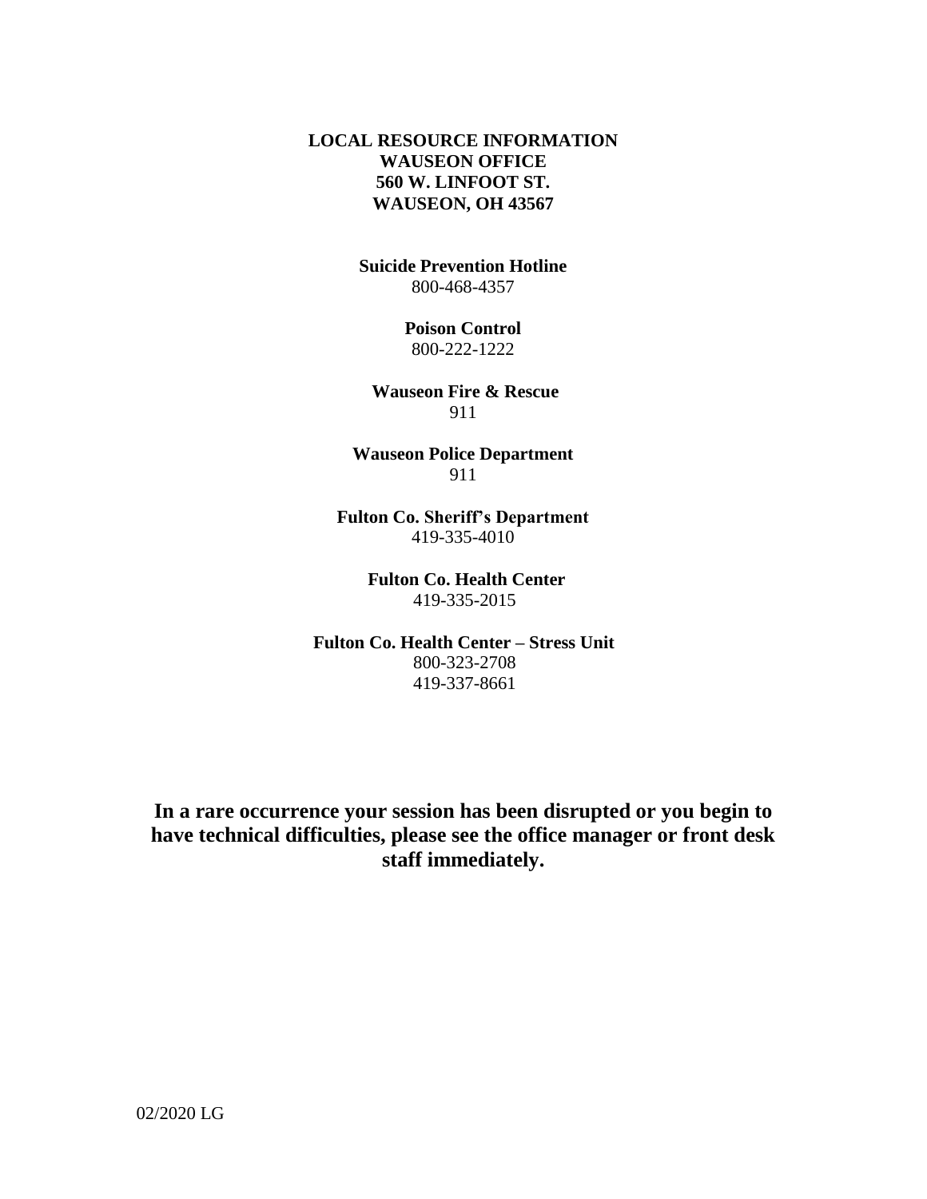# LOCAL RESOURCE INFORMATION
## WAUSEON OFFICE
## 560 W. LINFOOT ST.
## WAUSEON, OH 43567

**Suicide Prevention Hotline**
800-468-4357

**Poison Control**
800-222-1222

**Wauseon Fire & Rescue**
911

**Wauseon Police Department**
911

**Fulton Co. Sheriff's Department**
419-335-4010

**Fulton Co. Health Center**
419-335-2015

**Fulton Co. Health Center – Stress Unit**
800-323-2708
419-337-8661

**In a rare occurrence your session has been disrupted or you begin to have technical difficulties, please see the office manager or front desk staff immediately.**

02/2020 LG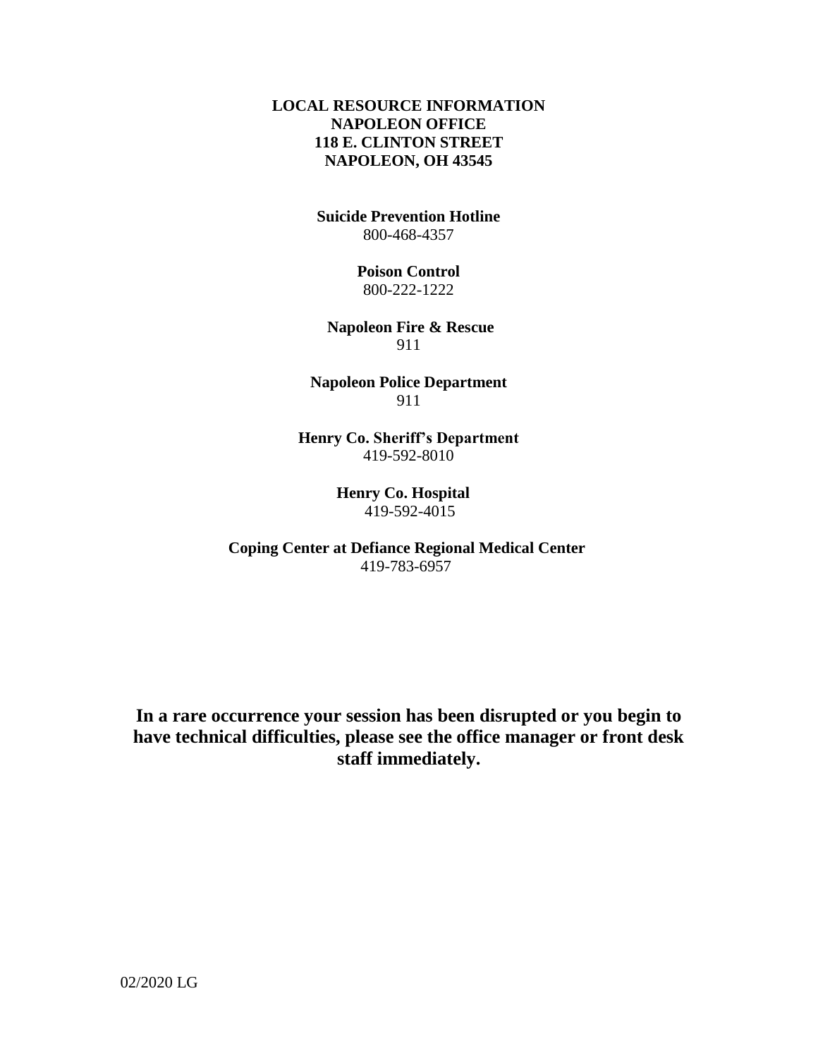**LOCAL RESOURCE INFORMATION**
**NAPOLEON OFFICE**
**118 E. CLINTON STREET**
**NAPOLEON, OH 43545**

**Suicide Prevention Hotline**
800-468-4357

**Poison Control**
800-222-1222

**Napoleon Fire & Rescue**
911

**Napoleon Police Department**
911

**Henry Co. Sheriff's Department**
419-592-8010

**Henry Co. Hospital**
419-592-4015

**Coping Center at Defiance Regional Medical Center**
419-783-6957

**In a rare occurrence your session has been disrupted or you begin to have technical difficulties, please see the office manager or front desk staff immediately.**

02/2020 LG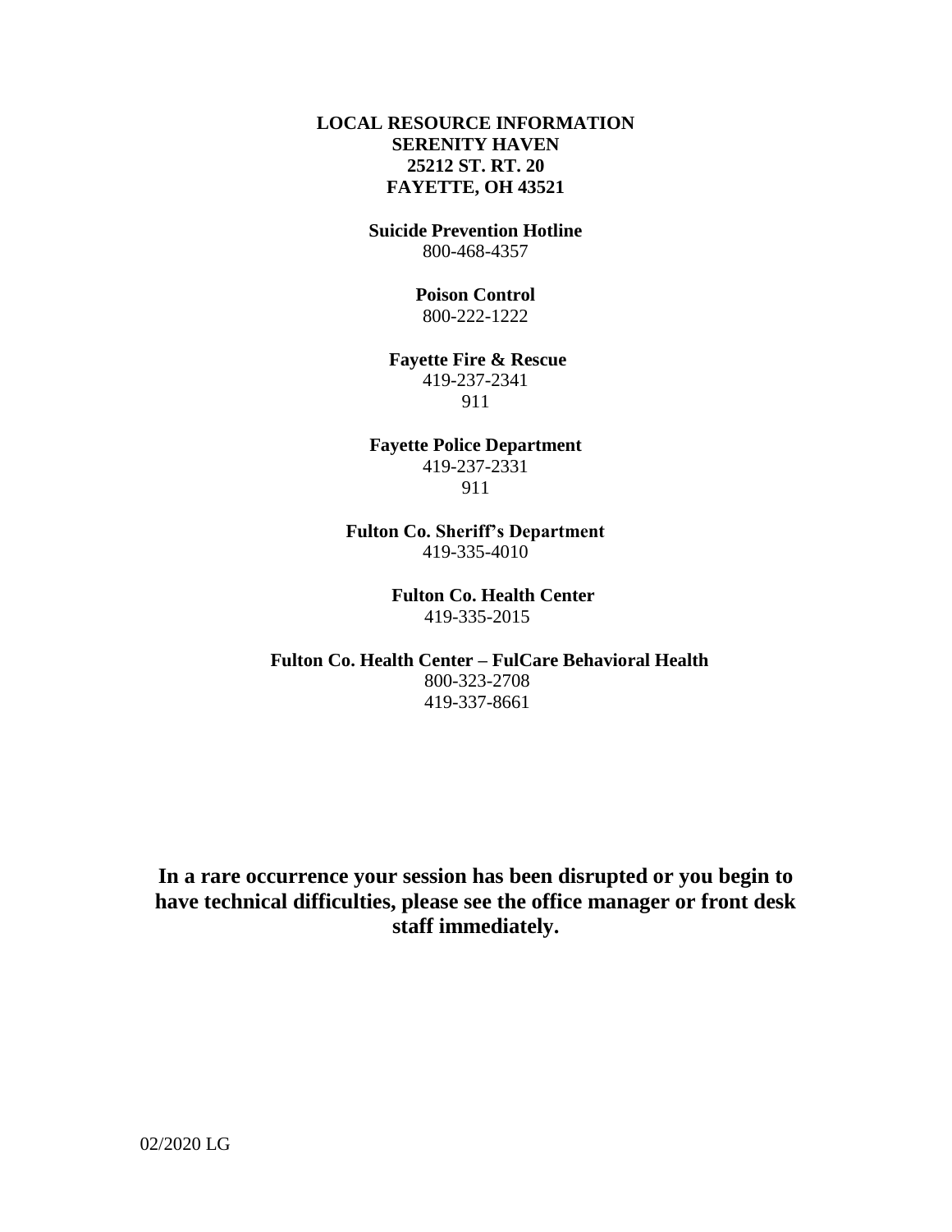**LOCAL RESOURCE INFORMATION**
**SERENITY HAVEN**
**25212 ST. RT. 20**
**FAYETTE, OH 43521**

**Suicide Prevention Hotline**
800-468-4357

**Poison Control**
800-222-1222

**Fayette Fire & Rescue**
419-237-2341
911

**Fayette Police Department**
419-237-2331
911

**Fulton Co. Sheriff's Department**
419-335-4010

**Fulton Co. Health Center**
419-335-2015

**Fulton Co. Health Center – FulCare Behavioral Health**
800-323-2708
419-337-8661

**In a rare occurrence your session has been disrupted or you begin to have technical difficulties, please see the office manager or front desk staff immediately.**

02/2020 LG